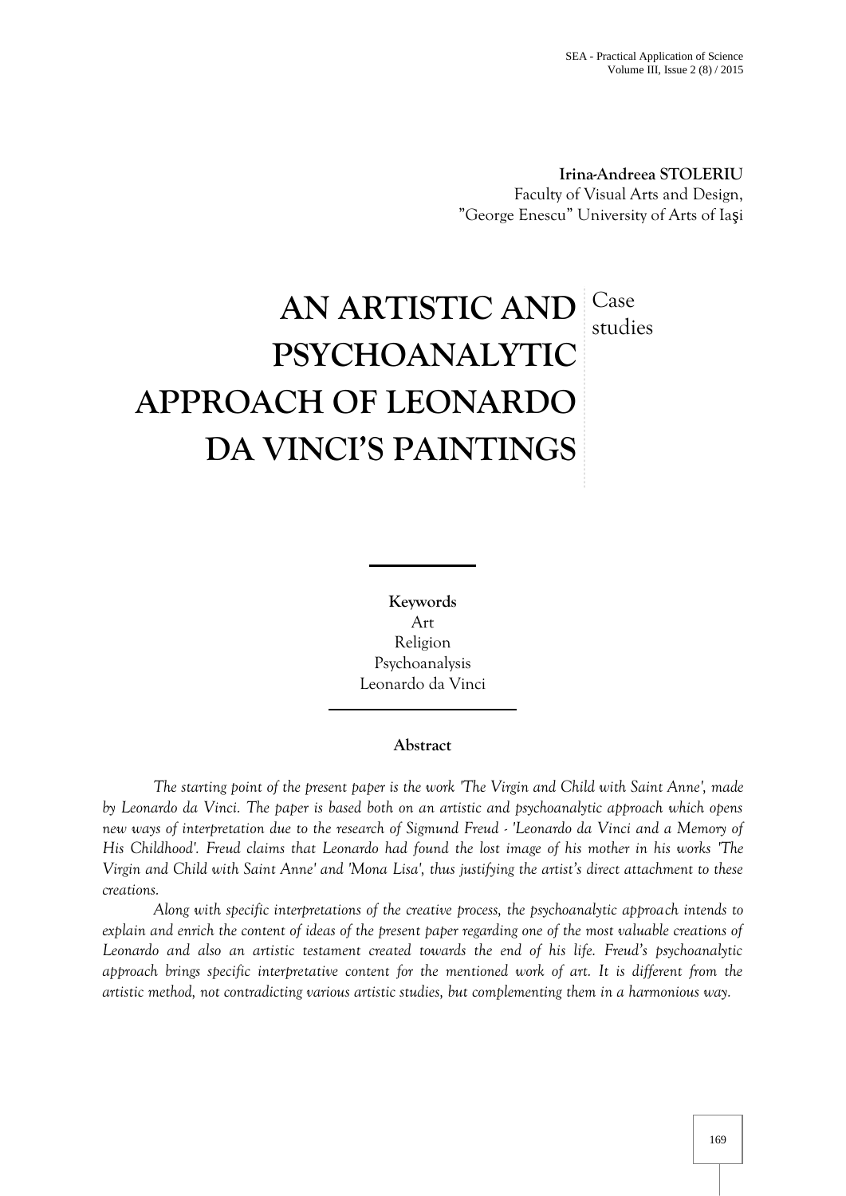**Irina-Andreea STOLERIU**
Faculty of Visual Arts and Design,
"George Enescu" University of Arts of Iaşi

# AN ARTISTIC AND PSYCHOANALYTIC APPROACH OF LEONARDO DA VINCI'S PAINTINGS

Case studies

**Keywords**
Art
Religion
Psychoanalysis
Leonardo da Vinci

**Abstract**

*The starting point of the present paper is the work 'The Virgin and Child with Saint Anne', made by Leonardo da Vinci. The paper is based both on an artistic and psychoanalytic approach which opens new ways of interpretation due to the research of Sigmund Freud - 'Leonardo da Vinci and a Memory of His Childhood'. Freud claims that Leonardo had found the lost image of his mother in his works 'The Virgin and Child with Saint Anne' and 'Mona Lisa', thus justifying the artist's direct attachment to these creations.*

*Along with specific interpretations of the creative process, the psychoanalytic approach intends to explain and enrich the content of ideas of the present paper regarding one of the most valuable creations of Leonardo and also an artistic testament created towards the end of his life. Freud's psychoanalytic approach brings specific interpretative content for the mentioned work of art. It is different from the artistic method, not contradicting various artistic studies, but complementing them in a harmonious way.*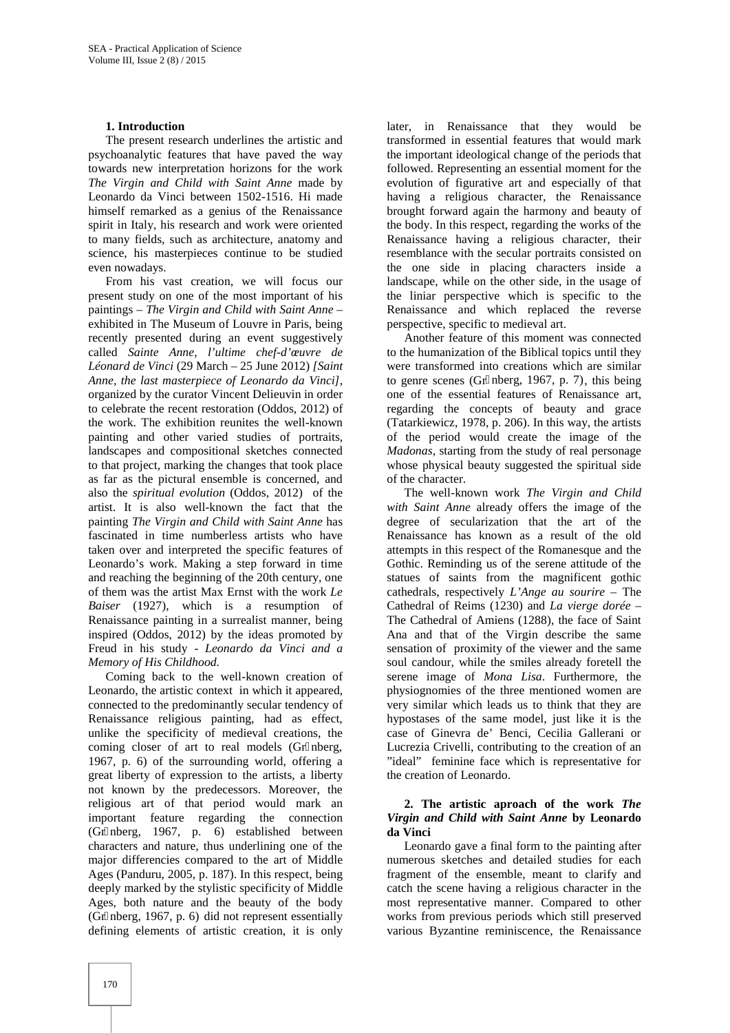## 1. Introduction

The present research underlines the artistic and psychoanalytic features that have paved the way towards new interpretation horizons for the work *The Virgin and Child with Saint Anne* made by Leonardo da Vinci between 1502-1516. Hi made himself remarked as a genius of the Renaissance spirit in Italy, his research and work were oriented to many fields, such as architecture, anatomy and science, his masterpieces continue to be studied even nowadays.

From his vast creation, we will focus our present study on one of the most important of his paintings – *The Virgin and Child with Saint Anne* – exhibited in The Museum of Louvre in Paris, being recently presented during an event suggestively called *Sainte Anne, l'ultime chef-d'œuvre de Léonard de Vinci* (29 March – 25 June 2012) *[Saint Anne, the last masterpiece of Leonardo da Vinci]*, organized by the curator Vincent Delieuvin in order to celebrate the recent restoration (Oddos, 2012) of the work. The exhibition reunites the well-known painting and other varied studies of portraits, landscapes and compositional sketches connected to that project, marking the changes that took place as far as the pictural ensemble is concerned, and also the *spiritual evolution* (Oddos, 2012) of the artist. It is also well-known the fact that the painting *The Virgin and Child with Saint Anne* has fascinated in time numberless artists who have taken over and interpreted the specific features of Leonardo's work. Making a step forward in time and reaching the beginning of the 20th century, one of them was the artist Max Ernst with the work *Le Baiser* (1927), which is a resumption of Renaissance painting in a surrealist manner, being inspired (Oddos, 2012) by the ideas promoted by Freud in his study - *Leonardo da Vinci and a Memory of His Childhood.*

Coming back to the well-known creation of Leonardo, the artistic context in which it appeared, connected to the predominantly secular tendency of Renaissance religious painting, had as effect, unlike the specificity of medieval creations, the coming closer of art to real models (Grünberg, 1967, p. 6) of the surrounding world, offering a great liberty of expression to the artists, a liberty not known by the predecessors. Moreover, the religious art of that period would mark an important feature regarding the connection (Grünberg, 1967, p. 6) established between characters and nature, thus underlining one of the major differencies compared to the art of Middle Ages (Panduru, 2005, p. 187). In this respect, being deeply marked by the stylistic specificity of Middle Ages, both nature and the beauty of the body (Grünberg, 1967, p. 6) did not represent essentially defining elements of artistic creation, it is only later, in Renaissance that they would be transformed in essential features that would mark the important ideological change of the periods that followed. Representing an essential moment for the evolution of figurative art and especially of that having a religious character, the Renaissance brought forward again the harmony and beauty of the body. In this respect, regarding the works of the Renaissance having a religious character, their resemblance with the secular portraits consisted on the one side in placing characters inside a landscape, while on the other side, in the usage of the liniar perspective which is specific to the Renaissance and which replaced the reverse perspective, specific to medieval art.

Another feature of this moment was connected to the humanization of the Biblical topics until they were transformed into creations which are similar to genre scenes (Grünberg, 1967, p. 7), this being one of the essential features of Renaissance art, regarding the concepts of beauty and grace (Tatarkiewicz, 1978, p. 206). In this way, the artists of the period would create the image of the *Madonas*, starting from the study of real personage whose physical beauty suggested the spiritual side of the character.

The well-known work *The Virgin and Child with Saint Anne* already offers the image of the degree of secularization that the art of the Renaissance has known as a result of the old attempts in this respect of the Romanesque and the Gothic. Reminding us of the serene attitude of the statues of saints from the magnificent gothic cathedrals, respectively *L'Ange au sourire* – The Cathedral of Reims (1230) and *La vierge dorée* – The Cathedral of Amiens (1288), the face of Saint Ana and that of the Virgin describe the same sensation of proximity of the viewer and the same soul candour, while the smiles already foretell the serene image of *Mona Lisa*. Furthermore, the physiognomies of the three mentioned women are very similar which leads us to think that they are hypostases of the same model, just like it is the case of Ginevra de' Benci, Cecilia Gallerani or Lucrezia Crivelli, contributing to the creation of an "ideal" feminine face which is representative for the creation of Leonardo.

## 2. The artistic aproach of the work *The Virgin and Child with Saint Anne* by Leonardo da Vinci

Leonardo gave a final form to the painting after numerous sketches and detailed studies for each fragment of the ensemble, meant to clarify and catch the scene having a religious character in the most representative manner. Compared to other works from previous periods which still preserved various Byzantine reminiscence, the Renaissance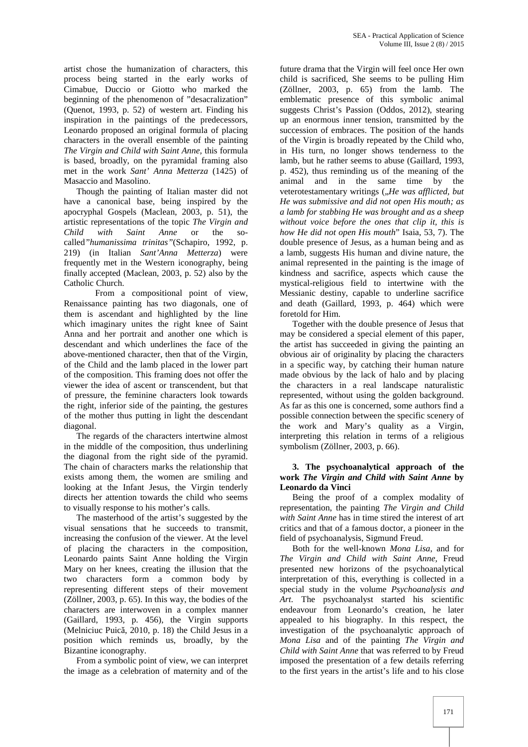artist chose the humanization of characters, this process being started in the early works of Cimabue, Duccio or Giotto who marked the beginning of the phenomenon of ”desacralization” (Quenot, 1993, p. 52) of western art. Finding his inspiration in the paintings of the predecessors, Leonardo proposed an original formula of placing characters in the overall ensemble of the painting *The Virgin and Child with Saint Anne*, this formula is based, broadly, on the pyramidal framing also met in the work *Sant' Anna Metterza* (1425) of Masaccio and Masolino.

Though the painting of Italian master did not have a canonical base, being inspired by the apocryphal Gospels (Maclean, 2003, p. 51), the artistic representations of the topic *The Virgin and Child with Saint Anne* or the so-called*”humanissima trinitas”*(Schapiro, 1992, p. 219) (in Italian *Sant'Anna Metterza*) were frequently met in the Western iconography, being finally accepted (Maclean, 2003, p. 52) also by the Catholic Church.

From a compositional point of view, Renaissance painting has two diagonals, one of them is ascendant and highlighted by the line which imaginary unites the right knee of Saint Anna and her portrait and another one which is descendant and which underlines the face of the above-mentioned character, then that of the Virgin, of the Child and the lamb placed in the lower part of the composition. This framing does not offer the viewer the idea of ascent or transcendent, but that of pressure, the feminine characters look towards the right, inferior side of the painting, the gestures of the mother thus putting in light the descendant diagonal.

The regards of the characters intertwine almost in the middle of the composition, thus underlining the diagonal from the right side of the pyramid. The chain of characters marks the relationship that exists among them, the women are smiling and looking at the Infant Jesus, the Virgin tenderly directs her attention towards the child who seems to visually response to his mother's calls.

The masterhood of the artist's suggested by the visual sensations that he succeeds to transmit, increasing the confusion of the viewer. At the level of placing the characters in the composition, Leonardo paints Saint Anne holding the Virgin Mary on her knees, creating the illusion that the two characters form a common body by representing different steps of their movement (Zöllner, 2003, p. 65). In this way, the bodies of the characters are interwoven in a complex manner (Gaillard, 1993, p. 456), the Virgin supports (Melniciuc Puică, 2010, p. 18) the Child Jesus in a position which reminds us, broadly, by the Bizantine iconography.

From a symbolic point of view, we can interpret the image as a celebration of maternity and of the future drama that the Virgin will feel once Her own child is sacrificed, She seems to be pulling Him (Zöllner, 2003, p. 65) from the lamb. The emblematic presence of this symbolic animal suggests Christ's Passion (Oddos, 2012), stearing up an enormous inner tension, transmitted by the succession of embraces. The position of the hands of the Virgin is broadly repeated by the Child who, in His turn, no longer shows tenderness to the lamb, but he rather seems to abuse (Gaillard, 1993, p. 452), thus reminding us of the meaning of the animal and in the same time by the veterotestamentary writings („*He was afflicted, but He was submissive and did not open His mouth; as a lamb for stabbing He was brought and as a sheep without voice before the ones that clip it, this is how He did not open His mouth*” Isaia, 53, 7). The double presence of Jesus, as a human being and as a lamb, suggests His human and divine nature, the animal represented in the painting is the image of kindness and sacrifice, aspects which cause the mystical-religious field to intertwine with the Messianic destiny, capable to underline sacrifice and death (Gaillard, 1993, p. 464) which were foretold for Him.

Together with the double presence of Jesus that may be considered a special element of this paper, the artist has succeeded in giving the painting an obvious air of originality by placing the characters in a specific way, by catching their human nature made obvious by the lack of halo and by placing the characters in a real landscape naturalistic represented, without using the golden background. As far as this one is concerned, some authors find a possible connection between the specific scenery of the work and Mary's quality as a Virgin, interpreting this relation in terms of a religious symbolism (Zöllner, 2003, p. 66).

## 3. The psychoanalytical approach of the work *The Virgin and Child with Saint Anne* by Leonardo da Vinci

Being the proof of a complex modality of representation, the painting *The Virgin and Child with Saint Anne* has in time stired the interest of art critics and that of a famous doctor, a pioneer in the field of psychoanalysis, Sigmund Freud.

Both for the well-known *Mona Lisa*, and for *The Virgin and Child with Saint Anne,* Freud presented new horizons of the psychoanalytical interpretation of this, everything is collected in a special study in the volume *Psychoanalysis and Art*. The psychoanalyst started his scientific endeavour from Leonardo's creation, he later appealed to his biography. In this respect, the investigation of the psychoanalytic approach of *Mona Lisa* and of the painting *The Virgin and Child with Saint Anne* that was referred to by Freud imposed the presentation of a few details referring to the first years in the artist's life and to his close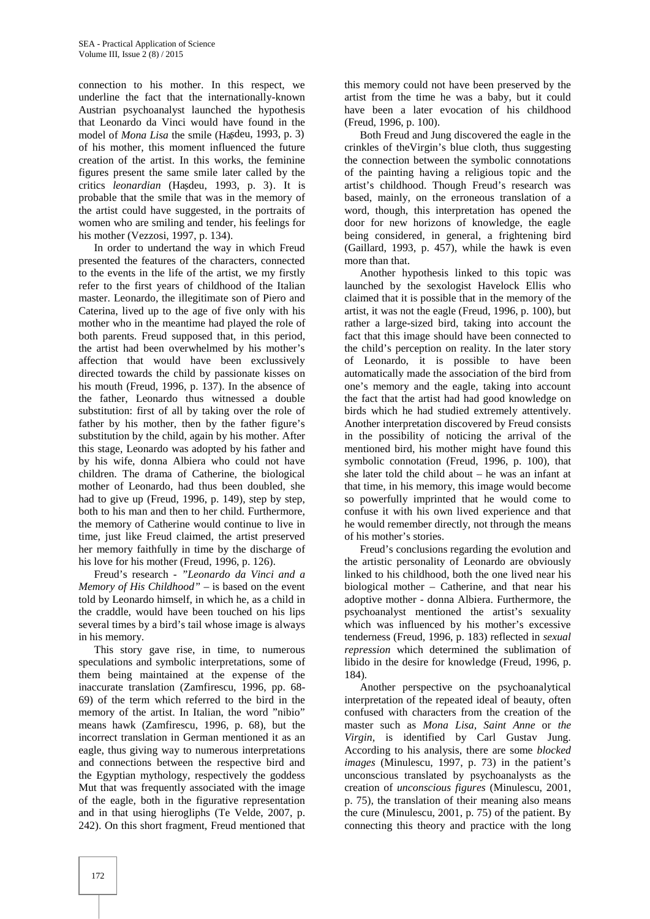connection to his mother. In this respect, we underline the fact that the internationally-known Austrian psychoanalyst launched the hypothesis that Leonardo da Vinci would have found in the model of *Mona Lisa* the smile (Hașdeu, 1993, p. 3) of his mother, this moment influenced the future creation of the artist. In this works, the feminine figures present the same smile later called by the critics *leonardian* (Hașdeu, 1993, p. 3). It is probable that the smile that was in the memory of the artist could have suggested, in the portraits of women who are smiling and tender, his feelings for his mother (Vezzosi, 1997, p. 134).

In order to undertand the way in which Freud presented the features of the characters, connected to the events in the life of the artist, we my firstly refer to the first years of childhood of the Italian master. Leonardo, the illegitimate son of Piero and Caterina, lived up to the age of five only with his mother who in the meantime had played the role of both parents. Freud supposed that, in this period, the artist had been overwhelmed by his mother's affection that would have been exclussively directed towards the child by passionate kisses on his mouth (Freud, 1996, p. 137). In the absence of the father, Leonardo thus witnessed a double substitution: first of all by taking over the role of father by his mother, then by the father figure's substitution by the child, again by his mother. After this stage, Leonardo was adopted by his father and by his wife, donna Albiera who could not have children. The drama of Catherine, the biological mother of Leonardo, had thus been doubled, she had to give up (Freud, 1996, p. 149), step by step, both to his man and then to her child. Furthermore, the memory of Catherine would continue to live in time, just like Freud claimed, the artist preserved her memory faithfully in time by the discharge of his love for his mother (Freud, 1996, p. 126).

Freud's research - *"Leonardo da Vinci and a Memory of His Childhood"* – is based on the event told by Leonardo himself, in which he, as a child in the craddle, would have been touched on his lips several times by a bird's tail whose image is always in his memory.

This story gave rise, in time, to numerous speculations and symbolic interpretations, some of them being maintained at the expense of the inaccurate translation (Zamfirescu, 1996, pp. 68-69) of the term which referred to the bird in the memory of the artist. In Italian, the word "nibio" means hawk (Zamfirescu, 1996, p. 68), but the incorrect translation in German mentioned it as an eagle, thus giving way to numerous interpretations and connections between the respective bird and the Egyptian mythology, respectively the goddess Mut that was frequently associated with the image of the eagle, both in the figurative representation and in that using hieroglyphs (Te Velde, 2007, p. 242). On this short fragment, Freud mentioned that this memory could not have been preserved by the artist from the time he was a baby, but it could have been a later evocation of his childhood (Freud, 1996, p. 100).

Both Freud and Jung discovered the eagle in the crinkles of theVirgin's blue cloth, thus suggesting the connection between the symbolic connotations of the painting having a religious topic and the artist's childhood. Though Freud's research was based, mainly, on the erroneous translation of a word, though, this interpretation has opened the door for new horizons of knowledge, the eagle being considered, in general, a frightening bird (Gaillard, 1993, p. 457), while the hawk is even more than that.

Another hypothesis linked to this topic was launched by the sexologist Havelock Ellis who claimed that it is possible that in the memory of the artist, it was not the eagle (Freud, 1996, p. 100), but rather a large-sized bird, taking into account the fact that this image should have been connected to the child's perception on reality. In the later story of Leonardo, it is possible to have been automatically made the association of the bird from one's memory and the eagle, taking into account the fact that the artist had had good knowledge on birds which he had studied extremely attentively. Another interpretation discovered by Freud consists in the possibility of noticing the arrival of the mentioned bird, his mother might have found this symbolic connotation (Freud, 1996, p. 100), that she later told the child about – he was an infant at that time, in his memory, this image would become so powerfully imprinted that he would come to confuse it with his own lived experience and that he would remember directly, not through the means of his mother's stories.

Freud's conclusions regarding the evolution and the artistic personality of Leonardo are obviously linked to his childhood, both the one lived near his biological mother – Catherine, and that near his adoptive mother - donna Albiera. Furthermore, the psychoanalyst mentioned the artist's sexuality which was influenced by his mother's excessive tenderness (Freud, 1996, p. 183) reflected in *sexual repression* which determined the sublimation of libido in the desire for knowledge (Freud, 1996, p. 184).

Another perspective on the psychoanalytical interpretation of the repeated ideal of beauty, often confused with characters from the creation of the master such as *Mona Lisa, Saint Anne* or *the Virgin,* is identified by Carl Gustav Jung. According to his analysis, there are some *blocked images* (Minulescu, 1997, p. 73) in the patient's unconscious translated by psychoanalysts as the creation of *unconscious figures* (Minulescu, 2001, p. 75), the translation of their meaning also means the cure (Minulescu, 2001, p. 75) of the patient. By connecting this theory and practice with the long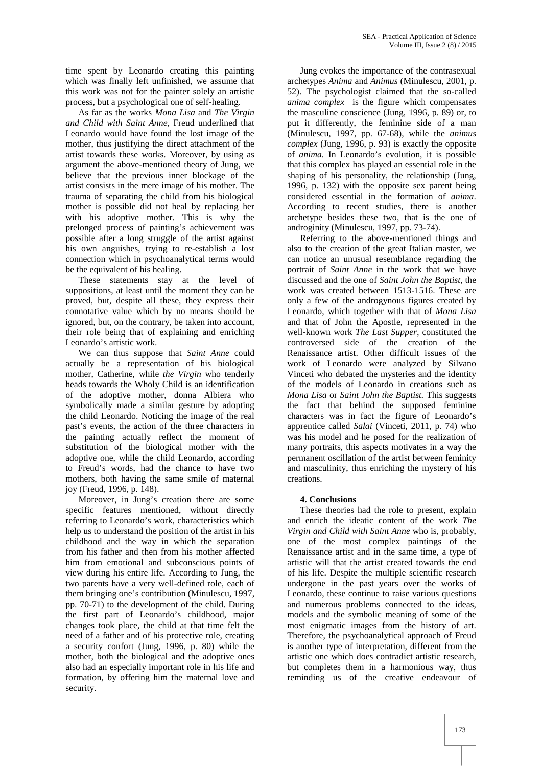time spent by Leonardo creating this painting which was finally left unfinished, we assume that this work was not for the painter solely an artistic process, but a psychological one of self-healing.

As far as the works *Mona Lisa* and *The Virgin and Child with Saint Anne*, Freud underlined that Leonardo would have found the lost image of the mother, thus justifying the direct attachment of the artist towards these works. Moreover, by using as argument the above-mentioned theory of Jung, we believe that the previous inner blockage of the artist consists in the mere image of his mother. The trauma of separating the child from his biological mother is possible did not heal by replacing her with his adoptive mother. This is why the prelonged process of painting's achievement was possible after a long struggle of the artist against his own anguishes, trying to re-establish a lost connection which in psychoanalytical terms would be the equivalent of his healing.

These statements stay at the level of suppositions, at least until the moment they can be proved, but, despite all these, they express their connotative value which by no means should be ignored, but, on the contrary, be taken into account, their role being that of explaining and enriching Leonardo's artistic work.

We can thus suppose that *Saint Anne* could actually be a representation of his biological mother, Catherine, while *the Virgin* who tenderly heads towards the Wholy Child is an identification of the adoptive mother, donna Albiera who symbolically made a similar gesture by adopting the child Leonardo. Noticing the image of the real past's events, the action of the three characters in the painting actually reflect the moment of substitution of the biological mother with the adoptive one, while the child Leonardo, according to Freud's words, had the chance to have two mothers, both having the same smile of maternal joy (Freud, 1996, p. 148).

Moreover, in Jung's creation there are some specific features mentioned, without directly referring to Leonardo's work, characteristics which help us to understand the position of the artist in his childhood and the way in which the separation from his father and then from his mother affected him from emotional and subconscious points of view during his entire life. According to Jung, the two parents have a very well-defined role, each of them bringing one's contribution (Minulescu, 1997, pp. 70-71) to the development of the child. During the first part of Leonardo's childhood, major changes took place, the child at that time felt the need of a father and of his protective role, creating a security confort (Jung, 1996, p. 80) while the mother, both the biological and the adoptive ones also had an especially important role in his life and formation, by offering him the maternal love and security.

Jung evokes the importance of the contrasexual archetypes *Anima* and *Animus* (Minulescu, 2001, p. 52). The psychologist claimed that the so-called *anima complex* is the figure which compensates the masculine conscience (Jung, 1996, p. 89) or, to put it differently, the feminine side of a man (Minulescu, 1997, pp. 67-68), while the *animus complex* (Jung, 1996, p. 93) is exactly the opposite of *anima.* In Leonardo's evolution, it is possible that this complex has played an essential role in the shaping of his personality, the relationship (Jung, 1996, p. 132) with the opposite sex parent being considered essential in the formation of *anima*. According to recent studies, there is another archetype besides these two, that is the one of androginity (Minulescu, 1997, pp. 73-74).

Referring to the above-mentioned things and also to the creation of the great Italian master, we can notice an unusual resemblance regarding the portrait of *Saint Anne* in the work that we have discussed and the one of *Saint John the Baptist,* the work was created between 1513-1516. These are only a few of the androgynous figures created by Leonardo, which together with that of *Mona Lisa* and that of John the Apostle, represented in the well-known work *The Last Supper,* constituted the controversed side of the creation of the Renaissance artist. Other difficult issues of the work of Leonardo were analyzed by Silvano Vinceti who debated the mysteries and the identity of the models of Leonardo in creations such as *Mona Lisa* or *Saint John the Baptist.* This suggests the fact that behind the supposed feminine characters was in fact the figure of Leonardo's apprentice called *Salai* (Vinceti, 2011, p. 74) who was his model and he posed for the realization of many portraits, this aspects motivates in a way the permanent oscillation of the artist between feminity and masculinity, thus enriching the mystery of his creations.

## 4. Conclusions

These theories had the role to present, explain and enrich the ideatic content of the work *The Virgin and Child with Saint Anne* who is, probably, one of the most complex paintings of the Renaissance artist and in the same time, a type of artistic will that the artist created towards the end of his life. Despite the multiple scientific research undergone in the past years over the works of Leonardo, these continue to raise various questions and numerous problems connected to the ideas, models and the symbolic meaning of some of the most enigmatic images from the history of art. Therefore, the psychoanalytical approach of Freud is another type of interpretation, different from the artistic one which does contradict artistic research, but completes them in a harmonious way, thus reminding us of the creative endeavour of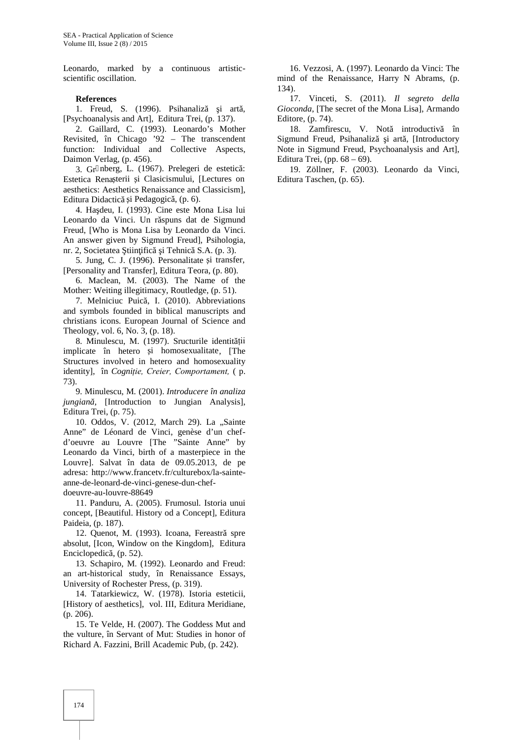Leonardo, marked by a continuous artistic-scientific oscillation.

**References**

1. Freud, S. (1996). Psihanaliză şi artă, [Psychoanalysis and Art], Editura Trei, (p. 137).
2. Gaillard, C. (1993). Leonardo's Mother Revisited, în Chicago '92 – The transcendent function: Individual and Collective Aspects, Daimon Verlag, (p. 456).
3. Gr nberg, L. (1967). Prelegeri de estetică: Estetica Renașterii și Clasicismului, [Lectures on aesthetics: Aesthetics Renaissance and Classicism], Editura Didactică și Pedagogică, (p. 6).
4. Haşdeu, I. (1993). Cine este Mona Lisa lui Leonardo da Vinci. Un răspuns dat de Sigmund Freud, [Who is Mona Lisa by Leonardo da Vinci. An answer given by Sigmund Freud], Psihologia, nr. 2, Societatea Ştiinţifică şi Tehnică S.A. (p. 3).
5. Jung, C. J. (1996). Personalitate și transfer, [Personality and Transfer], Editura Teora, (p. 80).
6. Maclean, M. (2003). The Name of the Mother: Weiting illegitimacy, Routledge, (p. 51).
7. Melniciuc Puică, I. (2010). Abbreviations and symbols founded in biblical manuscripts and christians icons. European Journal of Science and Theology, vol. 6, No. 3, (p. 18).
8. Minulescu, M. (1997). Sructurile identității implicate în hetero și homosexualitate, [The Structures involved in hetero and homosexuality identity], în *Cogniție, Creier, Comportament,* ( p. 73).
9. Minulescu, M. (2001). *Introducere în analiza jungiană,* [Introduction to Jungian Analysis], Editura Trei, (p. 75).
10. Oddos, V. (2012, March 29). La „Sainte Anne" de Léonard de Vinci, genèse d'un chef-d'oeuvre au Louvre [The "Sainte Anne" by Leonardo da Vinci, birth of a masterpiece in the Louvre]. Salvat în data de 09.05.2013, de pe adresa: http://www.francetv.fr/culturebox/la-sainte-anne-de-leonard-de-vinci-genese-dun-chef-doeuvre-au-louvre-88649
11. Panduru, A. (2005). Frumosul. Istoria unui concept, [Beautiful. History od a Concept], Editura Paideia, (p. 187).
12. Quenot, M. (1993). Icoana, Fereastră spre absolut, [Icon, Window on the Kingdom], Editura Enciclopedică, (p. 52).
13. Schapiro, M. (1992). Leonardo and Freud: an art-historical study, în Renaissance Essays, University of Rochester Press, (p. 319).
14. Tatarkiewicz, W. (1978). Istoria esteticii, [History of aesthetics], vol. III, Editura Meridiane, (p. 206).
15. Te Velde, H. (2007). The Goddess Mut and the vulture, în Servant of Mut: Studies in honor of Richard A. Fazzini, Brill Academic Pub, (p. 242).
16. Vezzosi, A. (1997). Leonardo da Vinci: The mind of the Renaissance, Harry N Abrams, (p. 134).
17. Vinceti, S. (2011). *Il segreto della Gioconda*, [The secret of the Mona Lisa], Armando Editore, (p. 74).
18. Zamfirescu, V. Notă introductivă în Sigmund Freud, Psihanaliză şi artă, [Introductory Note in Sigmund Freud, Psychoanalysis and Art], Editura Trei, (pp. 68 – 69).
19. Zöllner, F. (2003). Leonardo da Vinci, Editura Taschen, (p. 65).